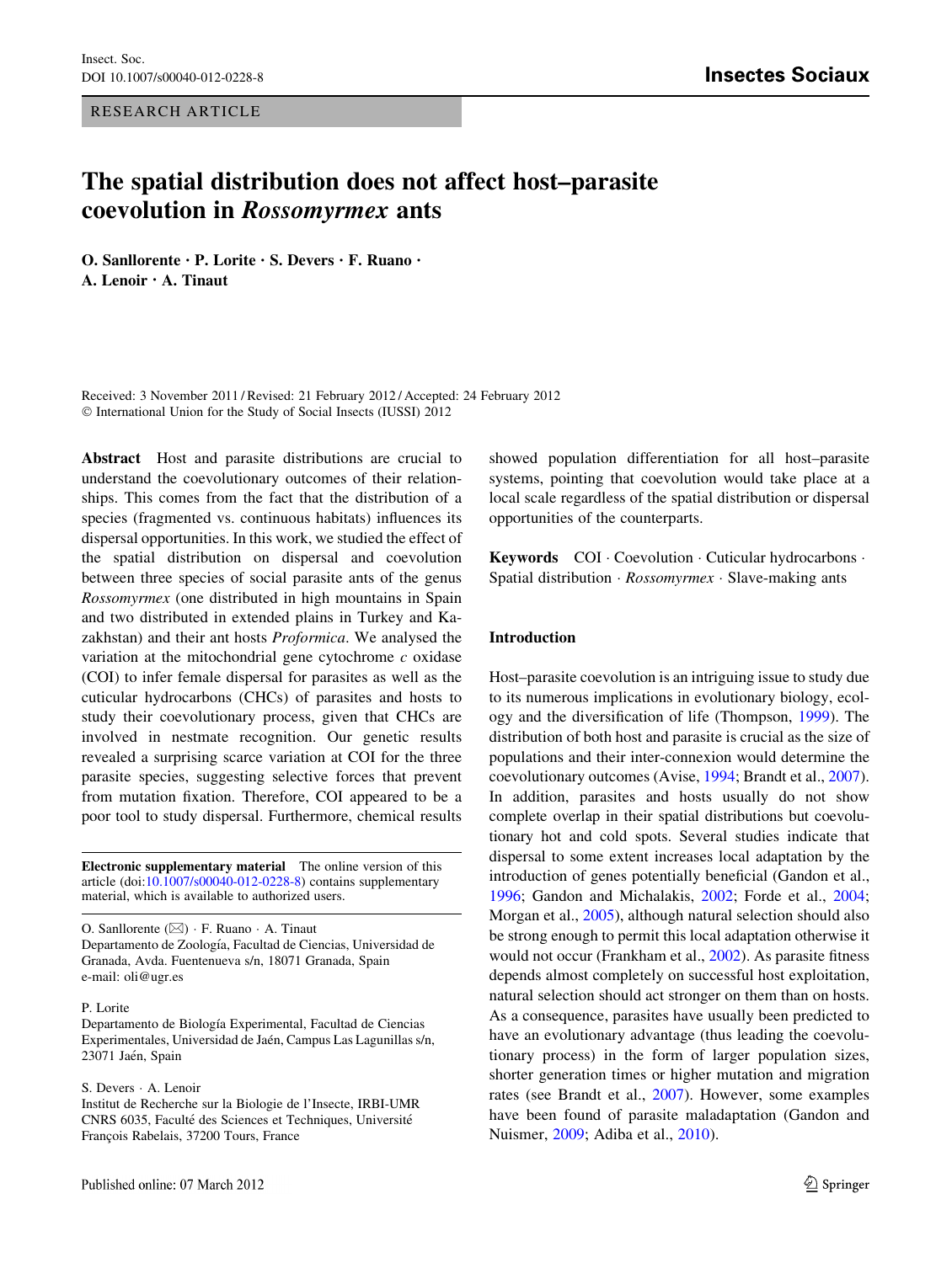RESEARCH ARTICLE

# The spatial distribution does not affect host–parasite coevolution in *Rossomyrmex* ants

**O. Sanllorente · P. Lorite · S. Devers · F. Ruano · A. Lenoir · A. Tinaut**

Received: 3 November 2011 / Revised: 21 February 2012 / Accepted: 24 February 2012
© International Union for the Study of Social Insects (IUSSI) 2012

**Abstract** Host and parasite distributions are crucial to understand the coevolutionary outcomes of their relationships. This comes from the fact that the distribution of a species (fragmented vs. continuous habitats) influences its dispersal opportunities. In this work, we studied the effect of the spatial distribution on dispersal and coevolution between three species of social parasite ants of the genus *Rossomyrmex* (one distributed in high mountains in Spain and two distributed in extended plains in Turkey and Kazakhstan) and their ant hosts *Proformica*. We analysed the variation at the mitochondrial gene cytochrome *c* oxidase (COI) to infer female dispersal for parasites as well as the cuticular hydrocarbons (CHCs) of parasites and hosts to study their coevolutionary process, given that CHCs are involved in nestmate recognition. Our genetic results revealed a surprising scarce variation at COI for the three parasite species, suggesting selective forces that prevent from mutation fixation. Therefore, COI appeared to be a poor tool to study dispersal. Furthermore, chemical results showed population differentiation for all host–parasite systems, pointing that coevolution would take place at a local scale regardless of the spatial distribution or dispersal opportunities of the counterparts.

**Keywords** COI · Coevolution · Cuticular hydrocarbons · Spatial distribution · *Rossomyrmex* · Slave-making ants

**Electronic supplementary material** The online version of this article (doi:10.1007/s00040-012-0228-8) contains supplementary material, which is available to authorized users.

O. Sanllorente (✉) · F. Ruano · A. Tinaut
Departamento de Zoología, Facultad de Ciencias, Universidad de Granada, Avda. Fuentenueva s/n, 18071 Granada, Spain
e-mail: oli@ugr.es

P. Lorite
Departamento de Biología Experimental, Facultad de Ciencias Experimentales, Universidad de Jaén, Campus Las Lagunillas s/n, 23071 Jaén, Spain

S. Devers · A. Lenoir
Institut de Recherche sur la Biologie de l'Insecte, IRBI-UMR CNRS 6035, Faculté des Sciences et Techniques, Université François Rabelais, 37200 Tours, France

## Introduction

Host–parasite coevolution is an intriguing issue to study due to its numerous implications in evolutionary biology, ecology and the diversification of life (Thompson, 1999). The distribution of both host and parasite is crucial as the size of populations and their inter-connexion would determine the coevolutionary outcomes (Avise, 1994; Brandt et al., 2007). In addition, parasites and hosts usually do not show complete overlap in their spatial distributions but coevolutionary hot and cold spots. Several studies indicate that dispersal to some extent increases local adaptation by the introduction of genes potentially beneficial (Gandon et al., 1996; Gandon and Michalakis, 2002; Forde et al., 2004; Morgan et al., 2005), although natural selection should also be strong enough to permit this local adaptation otherwise it would not occur (Frankham et al., 2002). As parasite fitness depends almost completely on successful host exploitation, natural selection should act stronger on them than on hosts. As a consequence, parasites have usually been predicted to have an evolutionary advantage (thus leading the coevolutionary process) in the form of larger population sizes, shorter generation times or higher mutation and migration rates (see Brandt et al., 2007). However, some examples have been found of parasite maladaptation (Gandon and Nuismer, 2009; Adiba et al., 2010).

Published online: 07 March 2012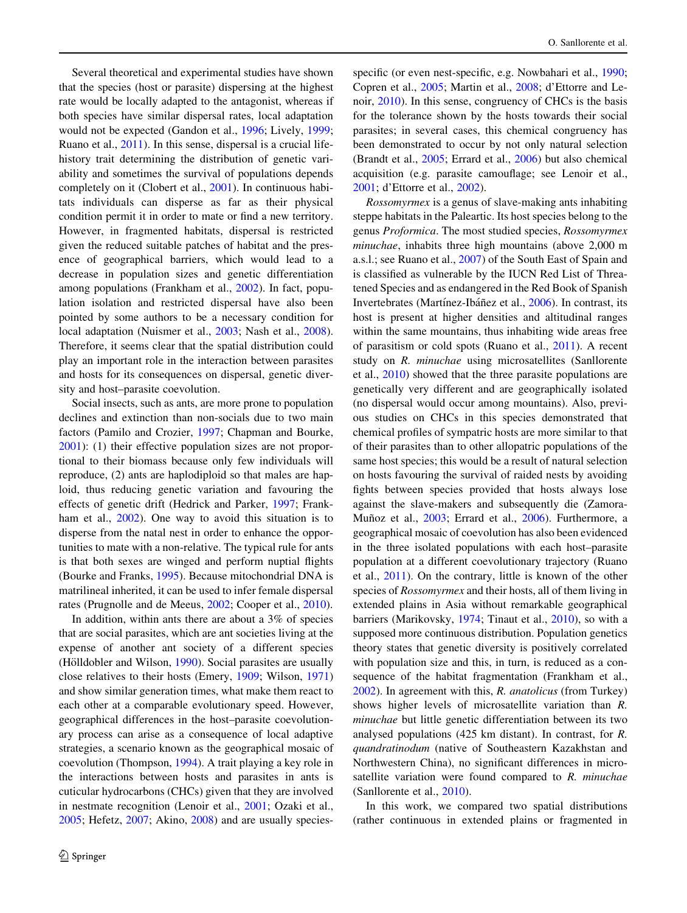Several theoretical and experimental studies have shown that the species (host or parasite) dispersing at the highest rate would be locally adapted to the antagonist, whereas if both species have similar dispersal rates, local adaptation would not be expected (Gandon et al., 1996; Lively, 1999; Ruano et al., 2011). In this sense, dispersal is a crucial life-history trait determining the distribution of genetic variability and sometimes the survival of populations depends completely on it (Clobert et al., 2001). In continuous habitats individuals can disperse as far as their physical condition permit it in order to mate or find a new territory. However, in fragmented habitats, dispersal is restricted given the reduced suitable patches of habitat and the presence of geographical barriers, which would lead to a decrease in population sizes and genetic differentiation among populations (Frankham et al., 2002). In fact, population isolation and restricted dispersal have also been pointed by some authors to be a necessary condition for local adaptation (Nuismer et al., 2003; Nash et al., 2008). Therefore, it seems clear that the spatial distribution could play an important role in the interaction between parasites and hosts for its consequences on dispersal, genetic diversity and host–parasite coevolution.

Social insects, such as ants, are more prone to population declines and extinction than non-socials due to two main factors (Pamilo and Crozier, 1997; Chapman and Bourke, 2001): (1) their effective population sizes are not proportional to their biomass because only few individuals will reproduce, (2) ants are haplodiploid so that males are haploid, thus reducing genetic variation and favouring the effects of genetic drift (Hedrick and Parker, 1997; Frankham et al., 2002). One way to avoid this situation is to disperse from the natal nest in order to enhance the opportunities to mate with a non-relative. The typical rule for ants is that both sexes are winged and perform nuptial flights (Bourke and Franks, 1995). Because mitochondrial DNA is matrilineal inherited, it can be used to infer female dispersal rates (Prugnolle and de Meeus, 2002; Cooper et al., 2010).

In addition, within ants there are about a 3% of species that are social parasites, which are ant societies living at the expense of another ant society of a different species (Hölldobler and Wilson, 1990). Social parasites are usually close relatives to their hosts (Emery, 1909; Wilson, 1971) and show similar generation times, what make them react to each other at a comparable evolutionary speed. However, geographical differences in the host–parasite coevolutionary process can arise as a consequence of local adaptive strategies, a scenario known as the geographical mosaic of coevolution (Thompson, 1994). A trait playing a key role in the interactions between hosts and parasites in ants is cuticular hydrocarbons (CHCs) given that they are involved in nestmate recognition (Lenoir et al., 2001; Ozaki et al., 2005; Hefetz, 2007; Akino, 2008) and are usually species-specific (or even nest-specific, e.g. Nowbahari et al., 1990; Copren et al., 2005; Martin et al., 2008; d'Ettorre and Lenoir, 2010). In this sense, congruency of CHCs is the basis for the tolerance shown by the hosts towards their social parasites; in several cases, this chemical congruency has been demonstrated to occur by not only natural selection (Brandt et al., 2005; Errard et al., 2006) but also chemical acquisition (e.g. parasite camouflage; see Lenoir et al., 2001; d'Ettorre et al., 2002).

*Rossomyrmex* is a genus of slave-making ants inhabiting steppe habitats in the Paleartic. Its host species belong to the genus *Proformica*. The most studied species, *Rossomyrmex minuchae*, inhabits three high mountains (above 2,000 m a.s.l.; see Ruano et al., 2007) of the South East of Spain and is classified as vulnerable by the IUCN Red List of Threatened Species and as endangered in the Red Book of Spanish Invertebrates (Martínez-Ibáñez et al., 2006). In contrast, its host is present at higher densities and altitudinal ranges within the same mountains, thus inhabiting wide areas free of parasitism or cold spots (Ruano et al., 2011). A recent study on *R. minuchae* using microsatellites (Sanllorente et al., 2010) showed that the three parasite populations are genetically very different and are geographically isolated (no dispersal would occur among mountains). Also, previous studies on CHCs in this species demonstrated that chemical profiles of sympatric hosts are more similar to that of their parasites than to other allopatric populations of the same host species; this would be a result of natural selection on hosts favouring the survival of raided nests by avoiding fights between species provided that hosts always lose against the slave-makers and subsequently die (Zamora-Muñoz et al., 2003; Errard et al., 2006). Furthermore, a geographical mosaic of coevolution has also been evidenced in the three isolated populations with each host–parasite population at a different coevolutionary trajectory (Ruano et al., 2011). On the contrary, little is known of the other species of *Rossomyrmex* and their hosts, all of them living in extended plains in Asia without remarkable geographical barriers (Marikovsky, 1974; Tinaut et al., 2010), so with a supposed more continuous distribution. Population genetics theory states that genetic diversity is positively correlated with population size and this, in turn, is reduced as a consequence of the habitat fragmentation (Frankham et al., 2002). In agreement with this, *R. anatolicus* (from Turkey) shows higher levels of microsatellite variation than *R. minuchae* but little genetic differentiation between its two analysed populations (425 km distant). In contrast, for *R. quandratinodum* (native of Southeastern Kazakhstan and Northwestern China), no significant differences in microsatellite variation were found compared to *R. minuchae* (Sanllorente et al., 2010).

In this work, we compared two spatial distributions (rather continuous in extended plains or fragmented in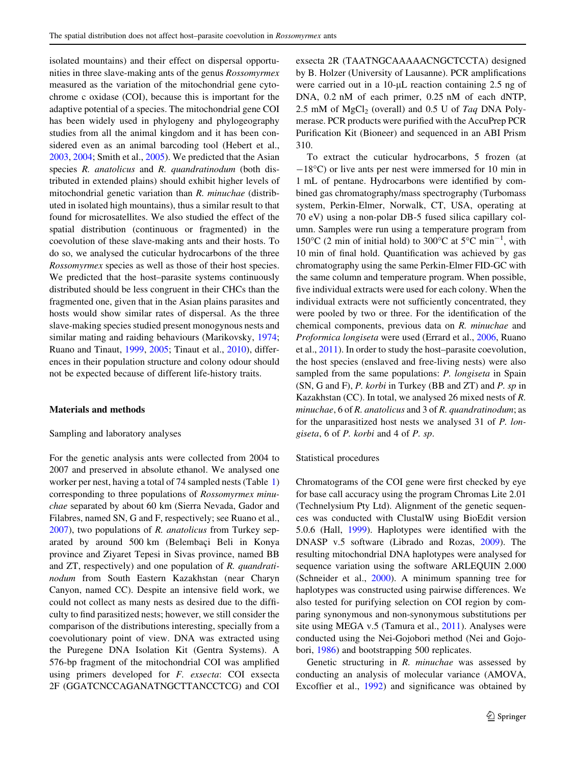isolated mountains) and their effect on dispersal opportunities in three slave-making ants of the genus *Rossomyrmex* measured as the variation of the mitochondrial gene cytochrome c oxidase (COI), because this is important for the adaptive potential of a species. The mitochondrial gene COI has been widely used in phylogeny and phylogeography studies from all the animal kingdom and it has been considered even as an animal barcoding tool (Hebert et al., 2003, 2004; Smith et al., 2005). We predicted that the Asian species *R. anatolicus* and *R. quandratinodum* (both distributed in extended plains) should exhibit higher levels of mitochondrial genetic variation than *R. minuchae* (distributed in isolated high mountains), thus a similar result to that found for microsatellites. We also studied the effect of the spatial distribution (continuous or fragmented) in the coevolution of these slave-making ants and their hosts. To do so, we analysed the cuticular hydrocarbons of the three *Rossomyrmex* species as well as those of their host species. We predicted that the host–parasite systems continuously distributed should be less congruent in their CHCs than the fragmented one, given that in the Asian plains parasites and hosts would show similar rates of dispersal. As the three slave-making species studied present monogynous nests and similar mating and raiding behaviours (Marikovsky, 1974; Ruano and Tinaut, 1999, 2005; Tinaut et al., 2010), differences in their population structure and colony odour should not be expected because of different life-history traits.

## Materials and methods

### Sampling and laboratory analyses

For the genetic analysis ants were collected from 2004 to 2007 and preserved in absolute ethanol. We analysed one worker per nest, having a total of 74 sampled nests (Table 1) corresponding to three populations of *Rossomyrmex minuchae* separated by about 60 km (Sierra Nevada, Gador and Filabres, named SN, G and F, respectively; see Ruano et al., 2007), two populations of *R. anatolicus* from Turkey separated by around 500 km (Belembaçi Beli in Konya province and Ziyaret Tepesi in Sivas province, named BB and ZT, respectively) and one population of *R. quandratinodum* from South Eastern Kazakhstan (near Charyn Canyon, named CC). Despite an intensive field work, we could not collect as many nests as desired due to the difficulty to find parasitized nests; however, we still consider the comparison of the distributions interesting, specially from a coevolutionary point of view. DNA was extracted using the Puregene DNA Isolation Kit (Gentra Systems). A 576-bp fragment of the mitochondrial COI was amplified using primers developed for *F. exsecta*: COI exsecta 2F (GGATCNCCAGANATNGCTTANCCTCG) and COI exsecta 2R (TAATNGCAAAAACNGCTCCTA) designed by B. Holzer (University of Lausanne). PCR amplifications were carried out in a 10-μL reaction containing 2.5 ng of DNA, 0.2 nM of each primer, 0.25 nM of each dNTP, 2.5 mM of $MgCl_2$ (overall) and 0.5 U of *Taq* DNA Polymerase. PCR products were purified with the AccuPrep PCR Purification Kit (Bioneer) and sequenced in an ABI Prism 310.

To extract the cuticular hydrocarbons, 5 frozen (at −18°C) or live ants per nest were immersed for 10 min in 1 mL of pentane. Hydrocarbons were identified by combined gas chromatography/mass spectrography (Turbomass system, Perkin-Elmer, Norwalk, CT, USA, operating at 70 eV) using a non-polar DB-5 fused silica capillary column. Samples were run using a temperature program from 150°C (2 min of initial hold) to 300°C at 5°C $min^{-1}$, with 10 min of final hold. Quantification was achieved by gas chromatography using the same Perkin-Elmer FID-GC with the same column and temperature program. When possible, five individual extracts were used for each colony. When the individual extracts were not sufficiently concentrated, they were pooled by two or three. For the identification of the chemical components, previous data on *R. minuchae* and *Proformica longiseta* were used (Errard et al., 2006, Ruano et al., 2011). In order to study the host–parasite coevolution, the host species (enslaved and free-living nests) were also sampled from the same populations: *P. longiseta* in Spain (SN, G and F), *P. korbi* in Turkey (BB and ZT) and *P. sp* in Kazakhstan (CC). In total, we analysed 26 mixed nests of *R. minuchae*, 6 of *R. anatolicus* and 3 of *R. quandratinodum*; as for the unparasitized host nests we analysed 31 of *P. longiseta*, 6 of *P. korbi* and 4 of *P. sp*.

### Statistical procedures

Chromatograms of the COI gene were first checked by eye for base call accuracy using the program Chromas Lite 2.01 (Technelysium Pty Ltd). Alignment of the genetic sequences was conducted with ClustalW using BioEdit version 5.0.6 (Hall, 1999). Haplotypes were identified with the DNASP v.5 software (Librado and Rozas, 2009). The resulting mitochondrial DNA haplotypes were analysed for sequence variation using the software ARLEQUIN 2.000 (Schneider et al., 2000). A minimum spanning tree for haplotypes was constructed using pairwise differences. We also tested for purifying selection on COI region by comparing synonymous and non-synonymous substitutions per site using MEGA v.5 (Tamura et al., 2011). Analyses were conducted using the Nei-Gojobori method (Nei and Gojobori, 1986) and bootstrapping 500 replicates.

Genetic structuring in *R. minuchae* was assessed by conducting an analysis of molecular variance (AMOVA, Excoffier et al., 1992) and significance was obtained by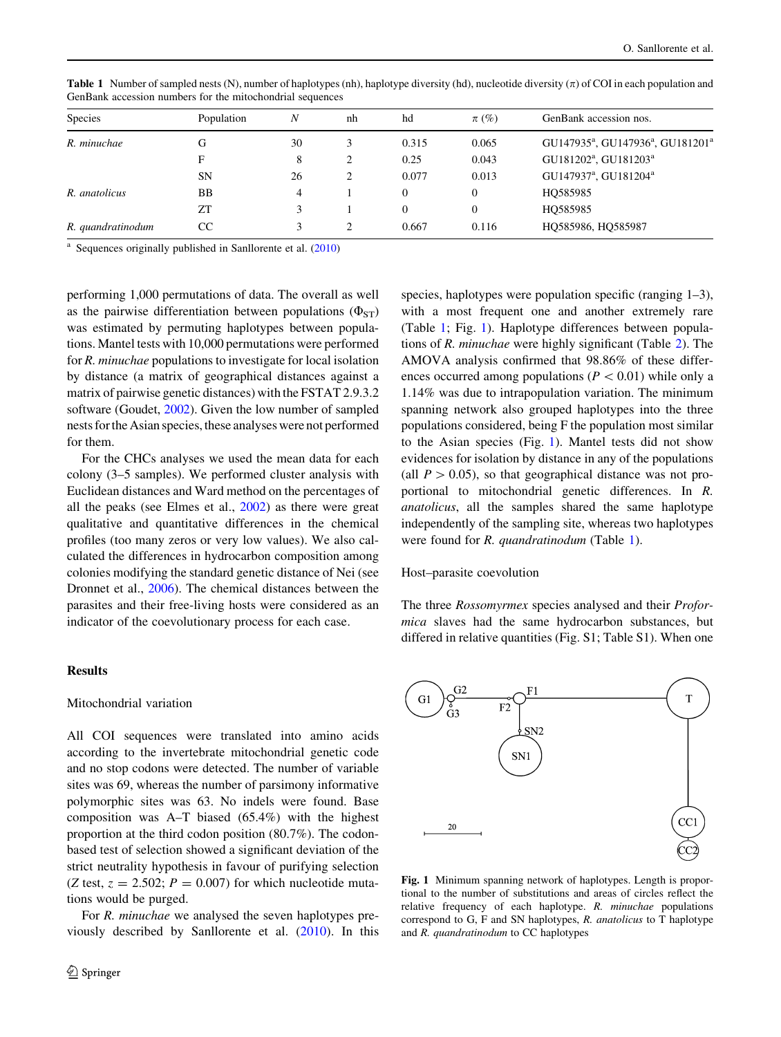**Table 1** Number of sampled nests (N), number of haplotypes (nh), haplotype diversity (hd), nucleotide diversity (π) of COI in each population and GenBank accession numbers for the mitochondrial sequences

| Species | Population | N | nh | hd | π (%) | GenBank accession nos. |
|---|---|---|---|---|---|---|
| *R. minuchae* | G | 30 | 3 | 0.315 | 0.065 | GU147935[a], GU147936[a], GU181201[a] |
| | F | 8 | 2 | 0.25 | 0.043 | GU181202[a], GU181203[a] |
| | SN | 26 | 2 | 0.077 | 0.013 | GU147937[a], GU181204[a] |
| *R. anatolicus* | BB | 4 | 1 | 0 | 0 | HQ585985 |
| | ZT | 3 | 1 | 0 | 0 | HQ585985 |
| *R. quandratinodum* | CC | 3 | 2 | 0.667 | 0.116 | HQ585986, HQ585987 |

[a] Sequences originally published in Sanllorente et al. (2010)

performing 1,000 permutations of data. The overall as well as the pairwise differentiation between populations ($\Phi_{ST}$) was estimated by permuting haplotypes between populations. Mantel tests with 10,000 permutations were performed for *R. minuchae* populations to investigate for local isolation by distance (a matrix of geographical distances against a matrix of pairwise genetic distances) with the FSTAT 2.9.3.2 software (Goudet, 2002). Given the low number of sampled nests for the Asian species, these analyses were not performed for them.

For the CHCs analyses we used the mean data for each colony (3–5 samples). We performed cluster analysis with Euclidean distances and Ward method on the percentages of all the peaks (see Elmes et al., 2002) as there were great qualitative and quantitative differences in the chemical profiles (too many zeros or very low values). We also calculated the differences in hydrocarbon composition among colonies modifying the standard genetic distance of Nei (see Dronnet et al., 2006). The chemical distances between the parasites and their free-living hosts were considered as an indicator of the coevolutionary process for each case.

## Results

### Mitochondrial variation

All COI sequences were translated into amino acids according to the invertebrate mitochondrial genetic code and no stop codons were detected. The number of variable sites was 69, whereas the number of parsimony informative polymorphic sites was 63. No indels were found. Base composition was A–T biased (65.4%) with the highest proportion at the third codon position (80.7%). The codon-based test of selection showed a significant deviation of the strict neutrality hypothesis in favour of purifying selection ($Z$ test, $z = 2.502$; $P = 0.007$) for which nucleotide mutations would be purged.

For *R. minuchae* we analysed the seven haplotypes previously described by Sanllorente et al. (2010). In this species, haplotypes were population specific (ranging 1–3), with a most frequent one and another extremely rare (Table 1; Fig. 1). Haplotype differences between populations of *R. minuchae* were highly significant (Table 2). The AMOVA analysis confirmed that 98.86% of these differences occurred among populations ($P < 0.01$) while only a 1.14% was due to intrapopulation variation. The minimum spanning network also grouped haplotypes into the three populations considered, being F the population most similar to the Asian species (Fig. 1). Mantel tests did not show evidences for isolation by distance in any of the populations (all $P > 0.05$), so that geographical distance was not proportional to mitochondrial genetic differences. In *R. anatolicus*, all the samples shared the same haplotype independently of the sampling site, whereas two haplotypes were found for *R. quandratinodum* (Table 1).

### Host–parasite coevolution

The three *Rossomyrmex* species analysed and their *Proformica* slaves had the same hydrocarbon substances, but differed in relative quantities (Fig. S1; Table S1). When one

**Fig. 1** Minimum spanning network of haplotypes. Length is proportional to the number of substitutions and areas of circles reflect the relative frequency of each haplotype. *R. minuchae* populations correspond to G, F and SN haplotypes, *R. anatolicus* to T haplotype and *R. quandratinodum* to CC haplotypes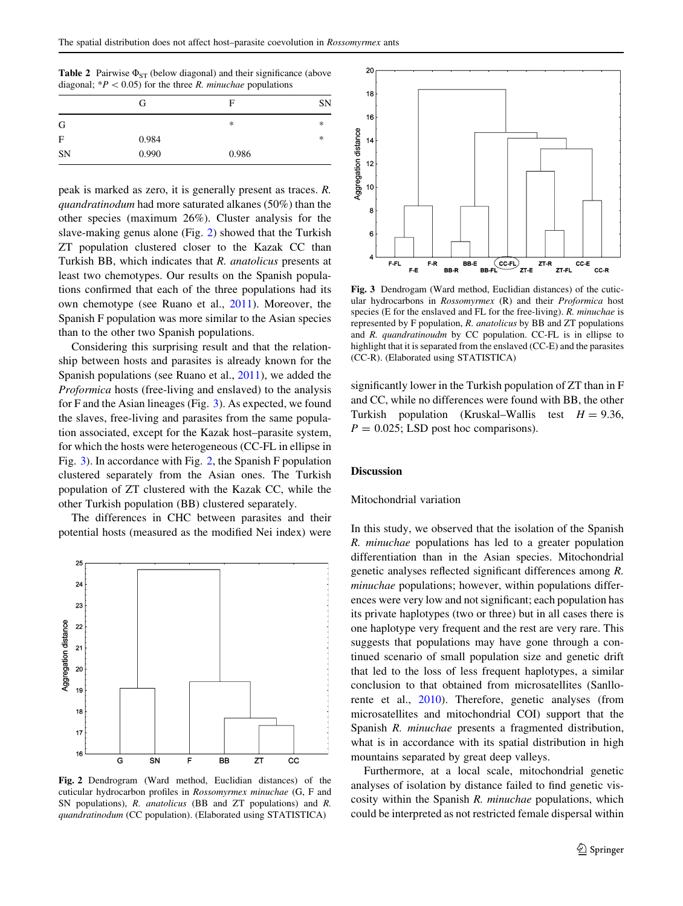**Table 2** Pairwise $\Phi_{ST}$ (below diagonal) and their significance (above diagonal; $*P < 0.05$) for the three *R. minuchae* populations

| | G | F | SN |
|---|---|---|---|
| G | | * | * |
| F | 0.984 | | * |
| SN | 0.990 | 0.986 | |

peak is marked as zero, it is generally present as traces. *R. quandratinodum* had more saturated alkanes (50%) than the other species (maximum 26%). Cluster analysis for the slave-making genus alone (Fig. 2) showed that the Turkish ZT population clustered closer to the Kazak CC than Turkish BB, which indicates that *R. anatolicus* presents at least two chemotypes. On the Spanish populations confirmed that each of the three populations had its own chemotype (see Ruano et al., 2011). Moreover, the Spanish F population was more similar to the Asian species than to the other two Spanish populations.

Considering this surprising result and that the relationship between hosts and parasites is already known for the Spanish populations (see Ruano et al., 2011), we added the *Proformica* hosts (free-living and enslaved) to the analysis for F and the Asian lineages (Fig. 3). As expected, we found the slaves, free-living and parasites from the same population associated, except for the Kazak host–parasite system, for which the hosts were heterogeneous (CC-FL in ellipse in Fig. 3). In accordance with Fig. 2, the Spanish F population clustered separately from the Asian ones. The Turkish population of ZT clustered with the Kazak CC, while the other Turkish population (BB) clustered separately.

The differences in CHC between parasites and their potential hosts (measured as the modified Nei index) were significantly lower in the Turkish population of ZT than in F and CC, while no differences were found with BB, the other Turkish population (Kruskal–Wallis test $H = 9.36$, $P = 0.025$; LSD post hoc comparisons).

**Fig. 2** Dendrogram (Ward method, Euclidian distances) of the cuticular hydrocarbon profiles in *Rossomyrmex minuchae* (G, F and SN populations), *R. anatolicus* (BB and ZT populations) and *R. quandratinodum* (CC population). (Elaborated using STATISTICA)

**Fig. 3** Dendrogam (Ward method, Euclidian distances) of the cuticular hydrocarbons in *Rossomyrmex* (R) and their *Proformica* host species (E for the enslaved and FL for the free-living). *R. minuchae* is represented by F population, *R. anatolicus* by BB and ZT populations and *R. quandratinoudm* by CC population. CC-FL is in ellipse to highlight that it is separated from the enslaved (CC-E) and the parasites (CC-R). (Elaborated using STATISTICA)

## Discussion

### Mitochondrial variation

In this study, we observed that the isolation of the Spanish *R. minuchae* populations has led to a greater population differentiation than in the Asian species. Mitochondrial genetic analyses reflected significant differences among *R. minuchae* populations; however, within populations differences were very low and not significant; each population has its private haplotypes (two or three) but in all cases there is one haplotype very frequent and the rest are very rare. This suggests that populations may have gone through a continued scenario of small population size and genetic drift that led to the loss of less frequent haplotypes, a similar conclusion to that obtained from microsatellites (Sanllorente et al., 2010). Therefore, genetic analyses (from microsatellites and mitochondrial COI) support that the Spanish *R. minuchae* presents a fragmented distribution, what is in accordance with its spatial distribution in high mountains separated by great deep valleys.

Furthermore, at a local scale, mitochondrial genetic analyses of isolation by distance failed to find genetic viscosity within the Spanish *R. minuchae* populations, which could be interpreted as not restricted female dispersal within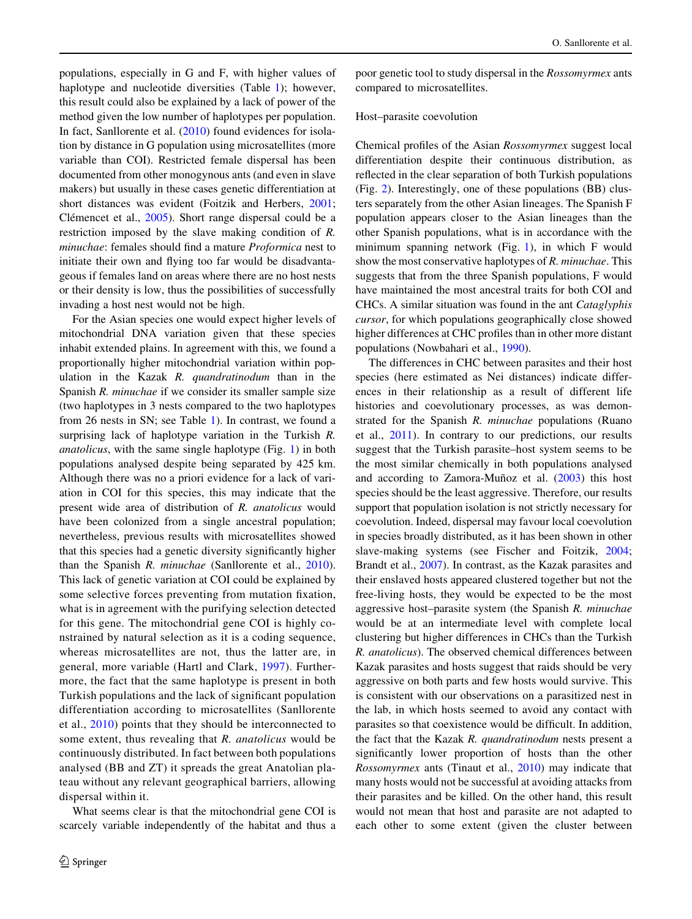populations, especially in G and F, with higher values of haplotype and nucleotide diversities (Table 1); however, this result could also be explained by a lack of power of the method given the low number of haplotypes per population. In fact, Sanllorente et al. (2010) found evidences for isolation by distance in G population using microsatellites (more variable than COI). Restricted female dispersal has been documented from other monogynous ants (and even in slave makers) but usually in these cases genetic differentiation at short distances was evident (Foitzik and Herbers, 2001; Clémencet et al., 2005). Short range dispersal could be a restriction imposed by the slave making condition of *R. minuchae*: females should find a mature *Proformica* nest to initiate their own and flying too far would be disadvantageous if females land on areas where there are no host nests or their density is low, thus the possibilities of successfully invading a host nest would not be high.

For the Asian species one would expect higher levels of mitochondrial DNA variation given that these species inhabit extended plains. In agreement with this, we found a proportionally higher mitochondrial variation within population in the Kazak *R. quandratinodum* than in the Spanish *R. minuchae* if we consider its smaller sample size (two haplotypes in 3 nests compared to the two haplotypes from 26 nests in SN; see Table 1). In contrast, we found a surprising lack of haplotype variation in the Turkish *R. anatolicus*, with the same single haplotype (Fig. 1) in both populations analysed despite being separated by 425 km. Although there was no a priori evidence for a lack of variation in COI for this species, this may indicate that the present wide area of distribution of *R. anatolicus* would have been colonized from a single ancestral population; nevertheless, previous results with microsatellites showed that this species had a genetic diversity significantly higher than the Spanish *R. minuchae* (Sanllorente et al., 2010). This lack of genetic variation at COI could be explained by some selective forces preventing from mutation fixation, what is in agreement with the purifying selection detected for this gene. The mitochondrial gene COI is highly constrained by natural selection as it is a coding sequence, whereas microsatellites are not, thus the latter are, in general, more variable (Hartl and Clark, 1997). Furthermore, the fact that the same haplotype is present in both Turkish populations and the lack of significant population differentiation according to microsatellites (Sanllorente et al., 2010) points that they should be interconnected to some extent, thus revealing that *R. anatolicus* would be continuously distributed. In fact between both populations analysed (BB and ZT) it spreads the great Anatolian plateau without any relevant geographical barriers, allowing dispersal within it.

What seems clear is that the mitochondrial gene COI is scarcely variable independently of the habitat and thus a poor genetic tool to study dispersal in the *Rossomyrmex* ants compared to microsatellites.

### Host–parasite coevolution

Chemical profiles of the Asian *Rossomyrmex* suggest local differentiation despite their continuous distribution, as reflected in the clear separation of both Turkish populations (Fig. 2). Interestingly, one of these populations (BB) clusters separately from the other Asian lineages. The Spanish F population appears closer to the Asian lineages than the other Spanish populations, what is in accordance with the minimum spanning network (Fig. 1), in which F would show the most conservative haplotypes of *R. minuchae*. This suggests that from the three Spanish populations, F would have maintained the most ancestral traits for both COI and CHCs. A similar situation was found in the ant *Cataglyphis cursor*, for which populations geographically close showed higher differences at CHC profiles than in other more distant populations (Nowbahari et al., 1990).

The differences in CHC between parasites and their host species (here estimated as Nei distances) indicate differences in their relationship as a result of different life histories and coevolutionary processes, as was demonstrated for the Spanish *R. minuchae* populations (Ruano et al., 2011). In contrary to our predictions, our results suggest that the Turkish parasite–host system seems to be the most similar chemically in both populations analysed and according to Zamora-Muñoz et al. (2003) this host species should be the least aggressive. Therefore, our results support that population isolation is not strictly necessary for coevolution. Indeed, dispersal may favour local coevolution in species broadly distributed, as it has been shown in other slave-making systems (see Fischer and Foitzik, 2004; Brandt et al., 2007). In contrast, as the Kazak parasites and their enslaved hosts appeared clustered together but not the free-living hosts, they would be expected to be the most aggressive host–parasite system (the Spanish *R. minuchae* would be at an intermediate level with complete local clustering but higher differences in CHCs than the Turkish *R. anatolicus*). The observed chemical differences between Kazak parasites and hosts suggest that raids should be very aggressive on both parts and few hosts would survive. This is consistent with our observations on a parasitized nest in the lab, in which hosts seemed to avoid any contact with parasites so that coexistence would be difficult. In addition, the fact that the Kazak *R. quandratinodum* nests present a significantly lower proportion of hosts than the other *Rossomyrmex* ants (Tinaut et al., 2010) may indicate that many hosts would not be successful at avoiding attacks from their parasites and be killed. On the other hand, this result would not mean that host and parasite are not adapted to each other to some extent (given the cluster between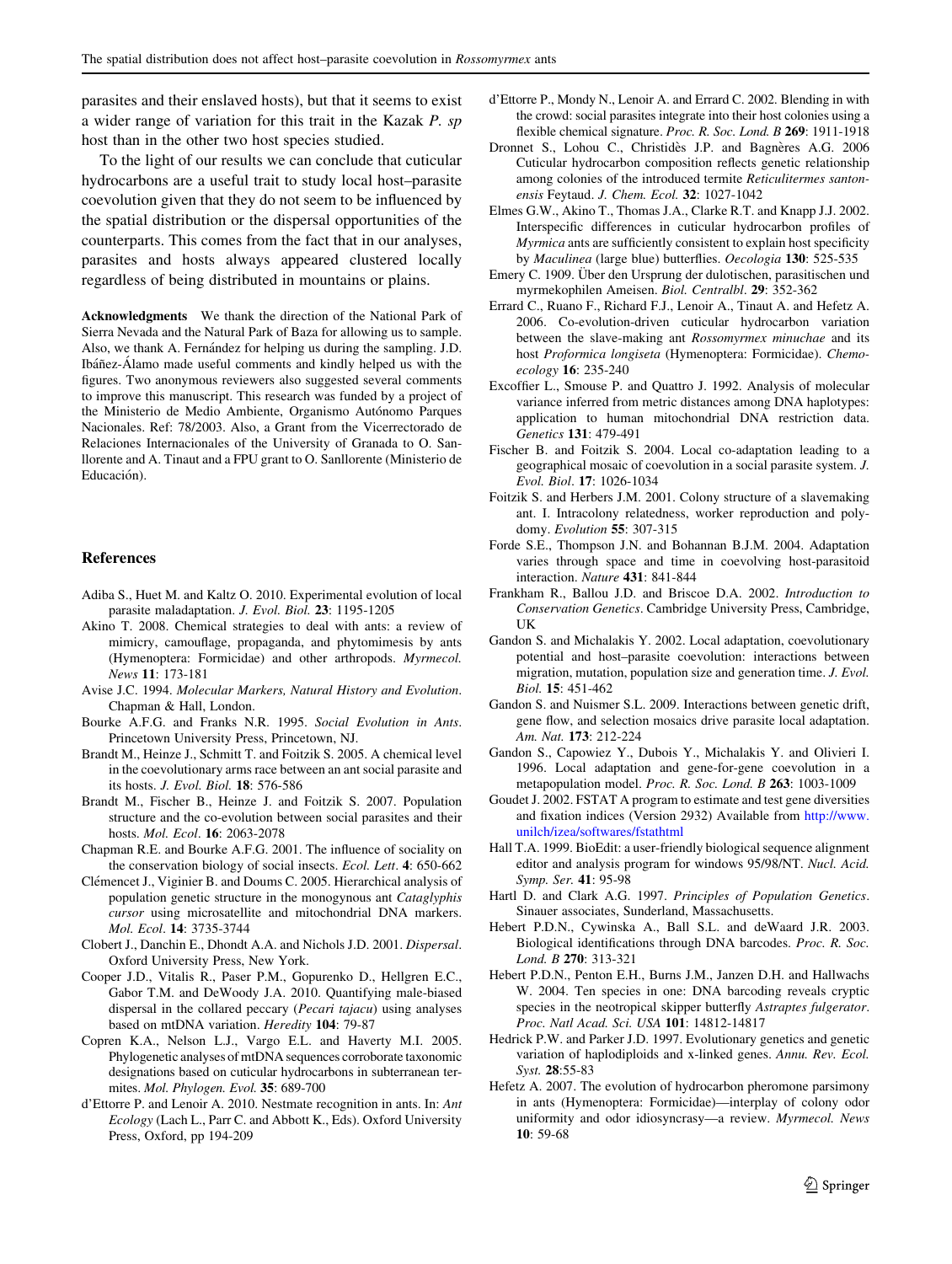parasites and their enslaved hosts), but that it seems to exist a wider range of variation for this trait in the Kazak *P. sp* host than in the other two host species studied.

To the light of our results we can conclude that cuticular hydrocarbons are a useful trait to study local host–parasite coevolution given that they do not seem to be influenced by the spatial distribution or the dispersal opportunities of the counterparts. This comes from the fact that in our analyses, parasites and hosts always appeared clustered locally regardless of being distributed in mountains or plains.

**Acknowledgments** We thank the direction of the National Park of Sierra Nevada and the Natural Park of Baza for allowing us to sample. Also, we thank A. Fernández for helping us during the sampling. J.D. Ibáñez-Álamo made useful comments and kindly helped us with the figures. Two anonymous reviewers also suggested several comments to improve this manuscript. This research was funded by a project of the Ministerio de Medio Ambiente, Organismo Autónomo Parques Nacionales. Ref: 78/2003. Also, a Grant from the Vicerrectorado de Relaciones Internacionales of the University of Granada to O. Sanllorente and A. Tinaut and a FPU grant to O. Sanllorente (Ministerio de Educación).

## References

Adiba S., Huet M. and Kaltz O. 2010. Experimental evolution of local parasite maladaptation. *J. Evol. Biol.* **23**: 1195-1205

Akino T. 2008. Chemical strategies to deal with ants: a review of mimicry, camouflage, propaganda, and phytomimesis by ants (Hymenoptera: Formicidae) and other arthropods. *Myrmecol. News* **11**: 173-181

Avise J.C. 1994. *Molecular Markers, Natural History and Evolution*. Chapman & Hall, London.

Bourke A.F.G. and Franks N.R. 1995. *Social Evolution in Ants*. Princetown University Press, Princetown, NJ.

Brandt M., Heinze J., Schmitt T. and Foitzik S. 2005. A chemical level in the coevolutionary arms race between an ant social parasite and its hosts. *J. Evol. Biol.* **18**: 576-586

Brandt M., Fischer B., Heinze J. and Foitzik S. 2007. Population structure and the co-evolution between social parasites and their hosts. *Mol. Ecol*. **16**: 2063-2078

Chapman R.E. and Bourke A.F.G. 2001. The influence of sociality on the conservation biology of social insects. *Ecol. Lett*. **4**: 650-662

Clémencet J., Viginier B. and Doums C. 2005. Hierarchical analysis of population genetic structure in the monogynous ant *Cataglyphis cursor* using microsatellite and mitochondrial DNA markers. *Mol. Ecol*. **14**: 3735-3744

Clobert J., Danchin E., Dhondt A.A. and Nichols J.D. 2001. *Dispersal*. Oxford University Press, New York.

Cooper J.D., Vitalis R., Paser P.M., Gopurenko D., Hellgren E.C., Gabor T.M. and DeWoody J.A. 2010. Quantifying male-biased dispersal in the collared peccary (*Pecari tajacu*) using analyses based on mtDNA variation. *Heredity* **104**: 79-87

Copren K.A., Nelson L.J., Vargo E.L. and Haverty M.I. 2005. Phylogenetic analyses of mtDNA sequences corroborate taxonomic designations based on cuticular hydrocarbons in subterranean termites. *Mol. Phylogen. Evol.* **35**: 689-700

d'Ettorre P. and Lenoir A. 2010. Nestmate recognition in ants. In: *Ant Ecology* (Lach L., Parr C. and Abbott K., Eds). Oxford University Press, Oxford, pp 194-209

d'Ettorre P., Mondy N., Lenoir A. and Errard C. 2002. Blending in with the crowd: social parasites integrate into their host colonies using a flexible chemical signature. *Proc. R. Soc. Lond. B* **269**: 1911-1918

Dronnet S., Lohou C., Christidès J.P. and Bagnères A.G. 2006 Cuticular hydrocarbon composition reflects genetic relationship among colonies of the introduced termite *Reticulitermes santonensis* Feytaud. *J. Chem. Ecol.* **32**: 1027-1042

Elmes G.W., Akino T., Thomas J.A., Clarke R.T. and Knapp J.J. 2002. Interspecific differences in cuticular hydrocarbon profiles of *Myrmica* ants are sufficiently consistent to explain host specificity by *Maculinea* (large blue) butterflies. *Oecologia* **130**: 525-535

Emery C. 1909. Über den Ursprung der dulotischen, parasitischen und myrmekophilen Ameisen. *Biol. Centralbl*. **29**: 352-362

Errard C., Ruano F., Richard F.J., Lenoir A., Tinaut A. and Hefetz A. 2006. Co-evolution-driven cuticular hydrocarbon variation between the slave-making ant *Rossomyrmex minuchae* and its host *Proformica longiseta* (Hymenoptera: Formicidae). *Chemoecology* **16**: 235-240

Excoffier L., Smouse P. and Quattro J. 1992. Analysis of molecular variance inferred from metric distances among DNA haplotypes: application to human mitochondrial DNA restriction data. *Genetics* **131**: 479-491

Fischer B. and Foitzik S. 2004. Local co-adaptation leading to a geographical mosaic of coevolution in a social parasite system. *J. Evol. Biol*. **17**: 1026-1034

Foitzik S. and Herbers J.M. 2001. Colony structure of a slavemaking ant. I. Intracolony relatedness, worker reproduction and polydomy. *Evolution* **55**: 307-315

Forde S.E., Thompson J.N. and Bohannan B.J.M. 2004. Adaptation varies through space and time in coevolving host-parasitoid interaction. *Nature* **431**: 841-844

Frankham R., Ballou J.D. and Briscoe D.A. 2002. *Introduction to Conservation Genetics*. Cambridge University Press, Cambridge, UK

Gandon S. and Michalakis Y. 2002. Local adaptation, coevolutionary potential and host–parasite coevolution: interactions between migration, mutation, population size and generation time. *J. Evol. Biol.* **15**: 451-462

Gandon S. and Nuismer S.L. 2009. Interactions between genetic drift, gene flow, and selection mosaics drive parasite local adaptation. *Am. Nat.* **173**: 212-224

Gandon S., Capowiez Y., Dubois Y., Michalakis Y. and Olivieri I. 1996. Local adaptation and gene-for-gene coevolution in a metapopulation model. *Proc. R. Soc. Lond. B* **263**: 1003-1009

Goudet J. 2002. FSTAT A program to estimate and test gene diversities and fixation indices (Version 2932) Available from http://www.unilch/izea/softwares/fstathtml

Hall T.A. 1999. BioEdit: a user-friendly biological sequence alignment editor and analysis program for windows 95/98/NT. *Nucl. Acid. Symp. Ser.* **41**: 95-98

Hartl D. and Clark A.G. 1997. *Principles of Population Genetics*. Sinauer associates, Sunderland, Massachusetts.

Hebert P.D.N., Cywinska A., Ball S.L. and deWaard J.R. 2003. Biological identifications through DNA barcodes. *Proc. R. Soc. Lond. B* **270**: 313-321

Hebert P.D.N., Penton E.H., Burns J.M., Janzen D.H. and Hallwachs W. 2004. Ten species in one: DNA barcoding reveals cryptic species in the neotropical skipper butterfly *Astraptes fulgerator*. *Proc. Natl Acad. Sci. USA* **101**: 14812-14817

Hedrick P.W. and Parker J.D. 1997. Evolutionary genetics and genetic variation of haplodiploids and x-linked genes. *Annu. Rev. Ecol. Syst.* **28**:55-83

Hefetz A. 2007. The evolution of hydrocarbon pheromone parsimony in ants (Hymenoptera: Formicidae)—interplay of colony odor uniformity and odor idiosyncrasy—a review. *Myrmecol. News* **10**: 59-68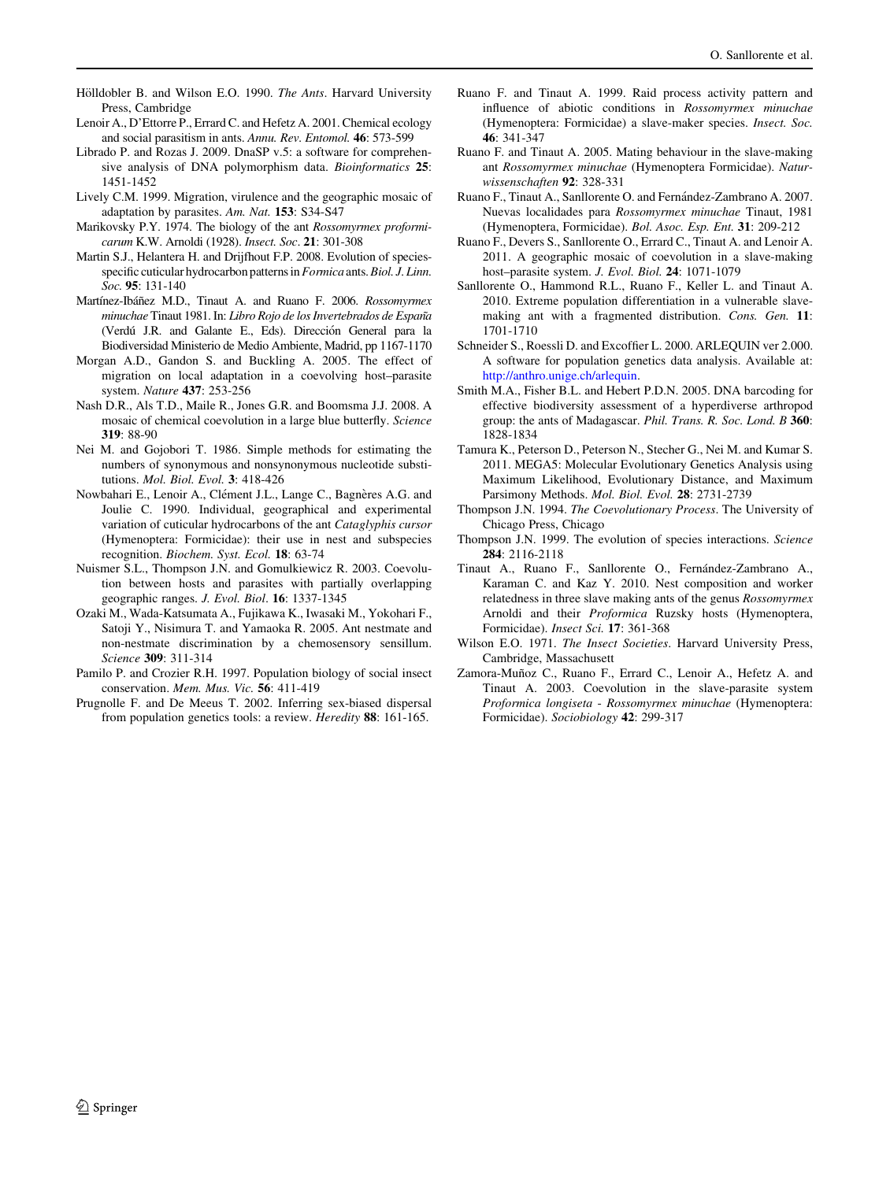Hölldobler B. and Wilson E.O. 1990. *The Ants*. Harvard University Press, Cambridge

Lenoir A., D'Ettorre P., Errard C. and Hefetz A. 2001. Chemical ecology and social parasitism in ants. *Annu. Rev. Entomol.* **46**: 573-599

Librado P. and Rozas J. 2009. DnaSP v.5: a software for comprehensive analysis of DNA polymorphism data. *Bioinformatics* **25**: 1451-1452

Lively C.M. 1999. Migration, virulence and the geographic mosaic of adaptation by parasites. *Am. Nat.* **153**: S34-S47

Marikovsky P.Y. 1974. The biology of the ant *Rossomyrmex proformicarum* K.W. Arnoldi (1928). *Insect. Soc*. **21**: 301-308

Martin S.J., Helantera H. and Drijfhout F.P. 2008. Evolution of species-specific cuticular hydrocarbon patterns in *Formica* ants. *Biol. J. Linn. Soc.* **95**: 131-140

Martínez-Ibáñez M.D., Tinaut A. and Ruano F. 2006. *Rossomyrmex minuchae* Tinaut 1981. In: *Libro Rojo de los Invertebrados de España* (Verdú J.R. and Galante E., Eds). Dirección General para la Biodiversidad Ministerio de Medio Ambiente, Madrid, pp 1167-1170

Morgan A.D., Gandon S. and Buckling A. 2005. The effect of migration on local adaptation in a coevolving host–parasite system. *Nature* **437**: 253-256

Nash D.R., Als T.D., Maile R., Jones G.R. and Boomsma J.J. 2008. A mosaic of chemical coevolution in a large blue butterfly. *Science* **319**: 88-90

Nei M. and Gojobori T. 1986. Simple methods for estimating the numbers of synonymous and nonsynonymous nucleotide substitutions. *Mol. Biol. Evol.* **3**: 418-426

Nowbahari E., Lenoir A., Clément J.L., Lange C., Bagnères A.G. and Joulie C. 1990. Individual, geographical and experimental variation of cuticular hydrocarbons of the ant *Cataglyphis cursor* (Hymenoptera: Formicidae): their use in nest and subspecies recognition. *Biochem. Syst. Ecol.* **18**: 63-74

Nuismer S.L., Thompson J.N. and Gomulkiewicz R. 2003. Coevolution between hosts and parasites with partially overlapping geographic ranges. *J. Evol. Biol*. **16**: 1337-1345

Ozaki M., Wada-Katsumata A., Fujikawa K., Iwasaki M., Yokohari F., Satoji Y., Nisimura T. and Yamaoka R. 2005. Ant nestmate and non-nestmate discrimination by a chemosensory sensillum. *Science* **309**: 311-314

Pamilo P. and Crozier R.H. 1997. Population biology of social insect conservation. *Mem. Mus. Vic.* **56**: 411-419

Prugnolle F. and De Meeus T. 2002. Inferring sex-biased dispersal from population genetics tools: a review. *Heredity* **88**: 161-165.

Ruano F. and Tinaut A. 1999. Raid process activity pattern and influence of abiotic conditions in *Rossomyrmex minuchae* (Hymenoptera: Formicidae) a slave-maker species. *Insect. Soc.* **46**: 341-347

Ruano F. and Tinaut A. 2005. Mating behaviour in the slave-making ant *Rossomyrmex minuchae* (Hymenoptera Formicidae). *Naturwissenschaften* **92**: 328-331

Ruano F., Tinaut A., Sanllorente O. and Fernández-Zambrano A. 2007. Nuevas localidades para *Rossomyrmex minuchae* Tinaut, 1981 (Hymenoptera, Formicidae). *Bol. Asoc. Esp. Ent.* **31**: 209-212

Ruano F., Devers S., Sanllorente O., Errard C., Tinaut A. and Lenoir A. 2011. A geographic mosaic of coevolution in a slave-making host–parasite system. *J. Evol. Biol.* **24**: 1071-1079

Sanllorente O., Hammond R.L., Ruano F., Keller L. and Tinaut A. 2010. Extreme population differentiation in a vulnerable slave-making ant with a fragmented distribution. *Cons. Gen.* **11**: 1701-1710

Schneider S., Roessli D. and Excoffier L. 2000. ARLEQUIN ver 2.000. A software for population genetics data analysis. Available at: http://anthro.unige.ch/arlequin.

Smith M.A., Fisher B.L. and Hebert P.D.N. 2005. DNA barcoding for effective biodiversity assessment of a hyperdiverse arthropod group: the ants of Madagascar. *Phil. Trans. R. Soc. Lond. B* **360**: 1828-1834

Tamura K., Peterson D., Peterson N., Stecher G., Nei M. and Kumar S. 2011. MEGA5: Molecular Evolutionary Genetics Analysis using Maximum Likelihood, Evolutionary Distance, and Maximum Parsimony Methods. *Mol. Biol. Evol.* **28**: 2731-2739

Thompson J.N. 1994. *The Coevolutionary Process*. The University of Chicago Press, Chicago

Thompson J.N. 1999. The evolution of species interactions. *Science* **284**: 2116-2118

Tinaut A., Ruano F., Sanllorente O., Fernández-Zambrano A., Karaman C. and Kaz Y. 2010. Nest composition and worker relatedness in three slave making ants of the genus *Rossomyrmex* Arnoldi and their *Proformica* Ruzsky hosts (Hymenoptera, Formicidae). *Insect Sci.* **17**: 361-368

Wilson E.O. 1971. *The Insect Societies*. Harvard University Press, Cambridge, Massachusett

Zamora-Muñoz C., Ruano F., Errard C., Lenoir A., Hefetz A. and Tinaut A. 2003. Coevolution in the slave-parasite system *Proformica longiseta* - *Rossomyrmex minuchae* (Hymenoptera: Formicidae). *Sociobiology* **42**: 299-317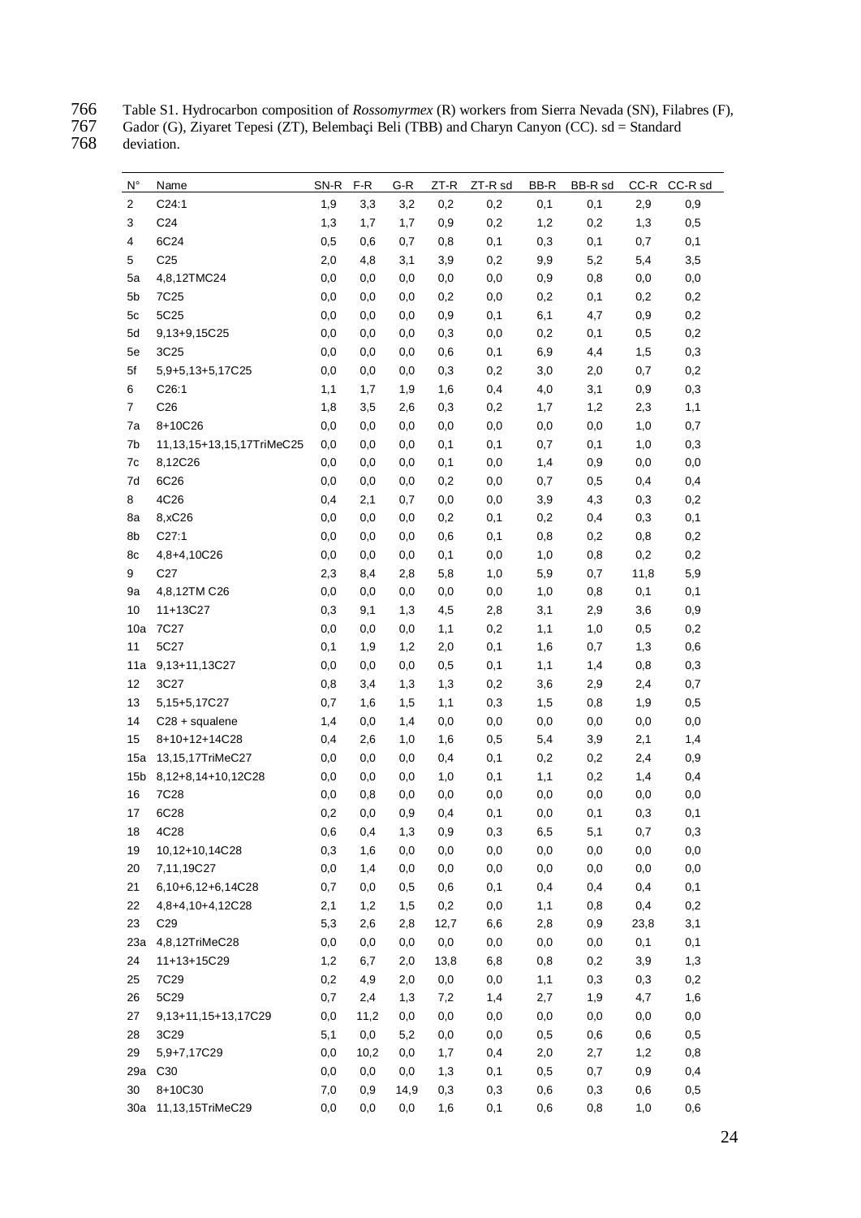Table S1. Hydrocarbon composition of *Rossomyrmex* (R) workers from Sierra Nevada (SN), Filabres (F), Gador (G), Ziyaret Tepesi (ZT), Belembaçi Beli (TBB) and Charyn Canyon (CC). sd = Standard deviation.

| N° | Name | SN-R | F-R | G-R | ZT-R | ZT-R sd | BB-R | BB-R sd | CC-R | CC-R sd |
|---|---|---|---|---|---|---|---|---|---|---|
| 2 | C24:1 | 1,9 | 3,3 | 3,2 | 0,2 | 0,2 | 0,1 | 0,1 | 2,9 | 0,9 |
| 3 | C24 | 1,3 | 1,7 | 1,7 | 0,9 | 0,2 | 1,2 | 0,2 | 1,3 | 0,5 |
| 4 | 6C24 | 0,5 | 0,6 | 0,7 | 0,8 | 0,1 | 0,3 | 0,1 | 0,7 | 0,1 |
| 5 | C25 | 2,0 | 4,8 | 3,1 | 3,9 | 0,2 | 9,9 | 5,2 | 5,4 | 3,5 |
| 5a | 4,8,12TMC24 | 0,0 | 0,0 | 0,0 | 0,0 | 0,0 | 0,9 | 0,8 | 0,0 | 0,0 |
| 5b | 7C25 | 0,0 | 0,0 | 0,0 | 0,2 | 0,0 | 0,2 | 0,1 | 0,2 | 0,2 |
| 5c | 5C25 | 0,0 | 0,0 | 0,0 | 0,9 | 0,1 | 6,1 | 4,7 | 0,9 | 0,2 |
| 5d | 9,13+9,15C25 | 0,0 | 0,0 | 0,0 | 0,3 | 0,0 | 0,2 | 0,1 | 0,5 | 0,2 |
| 5e | 3C25 | 0,0 | 0,0 | 0,0 | 0,6 | 0,1 | 6,9 | 4,4 | 1,5 | 0,3 |
| 5f | 5,9+5,13+5,17C25 | 0,0 | 0,0 | 0,0 | 0,3 | 0,2 | 3,0 | 2,0 | 0,7 | 0,2 |
| 6 | C26:1 | 1,1 | 1,7 | 1,9 | 1,6 | 0,4 | 4,0 | 3,1 | 0,9 | 0,3 |
| 7 | C26 | 1,8 | 3,5 | 2,6 | 0,3 | 0,2 | 1,7 | 1,2 | 2,3 | 1,1 |
| 7a | 8+10C26 | 0,0 | 0,0 | 0,0 | 0,0 | 0,0 | 0,0 | 0,0 | 1,0 | 0,7 |
| 7b | 11,13,15+13,15,17TriMeC25 | 0,0 | 0,0 | 0,0 | 0,1 | 0,1 | 0,7 | 0,1 | 1,0 | 0,3 |
| 7c | 8,12C26 | 0,0 | 0,0 | 0,0 | 0,1 | 0,0 | 1,4 | 0,9 | 0,0 | 0,0 |
| 7d | 6C26 | 0,0 | 0,0 | 0,0 | 0,2 | 0,0 | 0,7 | 0,5 | 0,4 | 0,4 |
| 8 | 4C26 | 0,4 | 2,1 | 0,7 | 0,0 | 0,0 | 3,9 | 4,3 | 0,3 | 0,2 |
| 8a | 8,xC26 | 0,0 | 0,0 | 0,0 | 0,2 | 0,1 | 0,2 | 0,4 | 0,3 | 0,1 |
| 8b | C27:1 | 0,0 | 0,0 | 0,0 | 0,6 | 0,1 | 0,8 | 0,2 | 0,8 | 0,2 |
| 8c | 4,8+4,10C26 | 0,0 | 0,0 | 0,0 | 0,1 | 0,0 | 1,0 | 0,8 | 0,2 | 0,2 |
| 9 | C27 | 2,3 | 8,4 | 2,8 | 5,8 | 1,0 | 5,9 | 0,7 | 11,8 | 5,9 |
| 9a | 4,8,12TM C26 | 0,0 | 0,0 | 0,0 | 0,0 | 0,0 | 1,0 | 0,8 | 0,1 | 0,1 |
| 10 | 11+13C27 | 0,3 | 9,1 | 1,3 | 4,5 | 2,8 | 3,1 | 2,9 | 3,6 | 0,9 |
| 10a | 7C27 | 0,0 | 0,0 | 0,0 | 1,1 | 0,2 | 1,1 | 1,0 | 0,5 | 0,2 |
| 11 | 5C27 | 0,1 | 1,9 | 1,2 | 2,0 | 0,1 | 1,6 | 0,7 | 1,3 | 0,6 |
| 11a | 9,13+11,13C27 | 0,0 | 0,0 | 0,0 | 0,5 | 0,1 | 1,1 | 1,4 | 0,8 | 0,3 |
| 12 | 3C27 | 0,8 | 3,4 | 1,3 | 1,3 | 0,2 | 3,6 | 2,9 | 2,4 | 0,7 |
| 13 | 5,15+5,17C27 | 0,7 | 1,6 | 1,5 | 1,1 | 0,3 | 1,5 | 0,8 | 1,9 | 0,5 |
| 14 | C28 + squalene | 1,4 | 0,0 | 1,4 | 0,0 | 0,0 | 0,0 | 0,0 | 0,0 | 0,0 |
| 15 | 8+10+12+14C28 | 0,4 | 2,6 | 1,0 | 1,6 | 0,5 | 5,4 | 3,9 | 2,1 | 1,4 |
| 15a | 13,15,17TriMeC27 | 0,0 | 0,0 | 0,0 | 0,4 | 0,1 | 0,2 | 0,2 | 2,4 | 0,9 |
| 15b | 8,12+8,14+10,12C28 | 0,0 | 0,0 | 0,0 | 1,0 | 0,1 | 1,1 | 0,2 | 1,4 | 0,4 |
| 16 | 7C28 | 0,0 | 0,8 | 0,0 | 0,0 | 0,0 | 0,0 | 0,0 | 0,0 | 0,0 |
| 17 | 6C28 | 0,2 | 0,0 | 0,9 | 0,4 | 0,1 | 0,0 | 0,1 | 0,3 | 0,1 |
| 18 | 4C28 | 0,6 | 0,4 | 1,3 | 0,9 | 0,3 | 6,5 | 5,1 | 0,7 | 0,3 |
| 19 | 10,12+10,14C28 | 0,3 | 1,6 | 0,0 | 0,0 | 0,0 | 0,0 | 0,0 | 0,0 | 0,0 |
| 20 | 7,11,19C27 | 0,0 | 1,4 | 0,0 | 0,0 | 0,0 | 0,0 | 0,0 | 0,0 | 0,0 |
| 21 | 6,10+6,12+6,14C28 | 0,7 | 0,0 | 0,5 | 0,6 | 0,1 | 0,4 | 0,4 | 0,4 | 0,1 |
| 22 | 4,8+4,10+4,12C28 | 2,1 | 1,2 | 1,5 | 0,2 | 0,0 | 1,1 | 0,8 | 0,4 | 0,2 |
| 23 | C29 | 5,3 | 2,6 | 2,8 | 12,7 | 6,6 | 2,8 | 0,9 | 23,8 | 3,1 |
| 23a | 4,8,12TriMeC28 | 0,0 | 0,0 | 0,0 | 0,0 | 0,0 | 0,0 | 0,0 | 0,1 | 0,1 |
| 24 | 11+13+15C29 | 1,2 | 6,7 | 2,0 | 13,8 | 6,8 | 0,8 | 0,2 | 3,9 | 1,3 |
| 25 | 7C29 | 0,2 | 4,9 | 2,0 | 0,0 | 0,0 | 1,1 | 0,3 | 0,3 | 0,2 |
| 26 | 5C29 | 0,7 | 2,4 | 1,3 | 7,2 | 1,4 | 2,7 | 1,9 | 4,7 | 1,6 |
| 27 | 9,13+11,15+13,17C29 | 0,0 | 11,2 | 0,0 | 0,0 | 0,0 | 0,0 | 0,0 | 0,0 | 0,0 |
| 28 | 3C29 | 5,1 | 0,0 | 5,2 | 0,0 | 0,0 | 0,5 | 0,6 | 0,6 | 0,5 |
| 29 | 5,9+7,17C29 | 0,0 | 10,2 | 0,0 | 1,7 | 0,4 | 2,0 | 2,7 | 1,2 | 0,8 |
| 29a | C30 | 0,0 | 0,0 | 0,0 | 1,3 | 0,1 | 0,5 | 0,7 | 0,9 | 0,4 |
| 30 | 8+10C30 | 7,0 | 0,9 | 14,9 | 0,3 | 0,3 | 0,6 | 0,3 | 0,6 | 0,5 |
| 30a | 11,13,15TriMeC29 | 0,0 | 0,0 | 0,0 | 1,6 | 0,1 | 0,6 | 0,8 | 1,0 | 0,6 |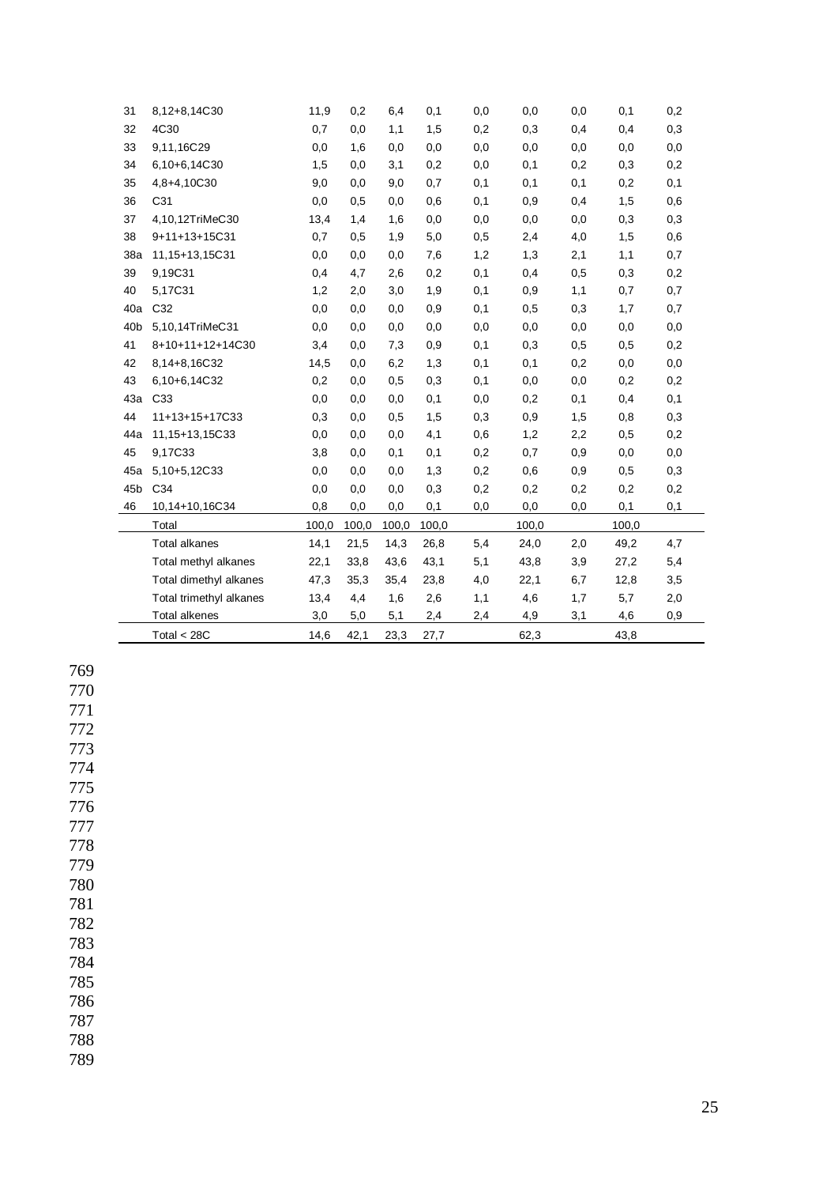| | | | | | | | | | | |
|---|---|---|---|---|---|---|---|---|---|---|
| 31 | 8,12+8,14C30 | 11,9 | 0,2 | 6,4 | 0,1 | 0,0 | 0,0 | 0,0 | 0,1 | 0,2 |
| 32 | 4C30 | 0,7 | 0,0 | 1,1 | 1,5 | 0,2 | 0,3 | 0,4 | 0,4 | 0,3 |
| 33 | 9,11,16C29 | 0,0 | 1,6 | 0,0 | 0,0 | 0,0 | 0,0 | 0,0 | 0,0 | 0,0 |
| 34 | 6,10+6,14C30 | 1,5 | 0,0 | 3,1 | 0,2 | 0,0 | 0,1 | 0,2 | 0,3 | 0,2 |
| 35 | 4,8+4,10C30 | 9,0 | 0,0 | 9,0 | 0,7 | 0,1 | 0,1 | 0,1 | 0,2 | 0,1 |
| 36 | C31 | 0,0 | 0,5 | 0,0 | 0,6 | 0,1 | 0,9 | 0,4 | 1,5 | 0,6 |
| 37 | 4,10,12TriMeC30 | 13,4 | 1,4 | 1,6 | 0,0 | 0,0 | 0,0 | 0,0 | 0,3 | 0,3 |
| 38 | 9+11+13+15C31 | 0,7 | 0,5 | 1,9 | 5,0 | 0,5 | 2,4 | 4,0 | 1,5 | 0,6 |
| 38a | 11,15+13,15C31 | 0,0 | 0,0 | 0,0 | 7,6 | 1,2 | 1,3 | 2,1 | 1,1 | 0,7 |
| 39 | 9,19C31 | 0,4 | 4,7 | 2,6 | 0,2 | 0,1 | 0,4 | 0,5 | 0,3 | 0,2 |
| 40 | 5,17C31 | 1,2 | 2,0 | 3,0 | 1,9 | 0,1 | 0,9 | 1,1 | 0,7 | 0,7 |
| 40a | C32 | 0,0 | 0,0 | 0,0 | 0,9 | 0,1 | 0,5 | 0,3 | 1,7 | 0,7 |
| 40b | 5,10,14TriMeC31 | 0,0 | 0,0 | 0,0 | 0,0 | 0,0 | 0,0 | 0,0 | 0,0 | 0,0 |
| 41 | 8+10+11+12+14C30 | 3,4 | 0,0 | 7,3 | 0,9 | 0,1 | 0,3 | 0,5 | 0,5 | 0,2 |
| 42 | 8,14+8,16C32 | 14,5 | 0,0 | 6,2 | 1,3 | 0,1 | 0,1 | 0,2 | 0,0 | 0,0 |
| 43 | 6,10+6,14C32 | 0,2 | 0,0 | 0,5 | 0,3 | 0,1 | 0,0 | 0,0 | 0,2 | 0,2 |
| 43a | C33 | 0,0 | 0,0 | 0,0 | 0,1 | 0,0 | 0,2 | 0,1 | 0,4 | 0,1 |
| 44 | 11+13+15+17C33 | 0,3 | 0,0 | 0,5 | 1,5 | 0,3 | 0,9 | 1,5 | 0,8 | 0,3 |
| 44a | 11,15+13,15C33 | 0,0 | 0,0 | 0,0 | 4,1 | 0,6 | 1,2 | 2,2 | 0,5 | 0,2 |
| 45 | 9,17C33 | 3,8 | 0,0 | 0,1 | 0,1 | 0,2 | 0,7 | 0,9 | 0,0 | 0,0 |
| 45a | 5,10+5,12C33 | 0,0 | 0,0 | 0,0 | 1,3 | 0,2 | 0,6 | 0,9 | 0,5 | 0,3 |
| 45b | C34 | 0,0 | 0,0 | 0,0 | 0,3 | 0,2 | 0,2 | 0,2 | 0,2 | 0,2 |
| 46 | 10,14+10,16C34 | 0,8 | 0,0 | 0,0 | 0,1 | 0,0 | 0,0 | 0,0 | 0,1 | 0,1 |
| | Total | 100,0 | 100,0 | 100,0 | 100,0 | | 100,0 | | 100,0 | |
| | Total alkanes | 14,1 | 21,5 | 14,3 | 26,8 | 5,4 | 24,0 | 2,0 | 49,2 | 4,7 |
| | Total methyl alkanes | 22,1 | 33,8 | 43,6 | 43,1 | 5,1 | 43,8 | 3,9 | 27,2 | 5,4 |
| | Total dimethyl alkanes | 47,3 | 35,3 | 35,4 | 23,8 | 4,0 | 22,1 | 6,7 | 12,8 | 3,5 |
| | Total trimethyl alkanes | 13,4 | 4,4 | 1,6 | 2,6 | 1,1 | 4,6 | 1,7 | 5,7 | 2,0 |
| | Total alkenes | 3,0 | 5,0 | 5,1 | 2,4 | 2,4 | 4,9 | 3,1 | 4,6 | 0,9 |
| | Total < 28C | 14,6 | 42,1 | 23,3 | 27,7 | | 62,3 | | 43,8 | |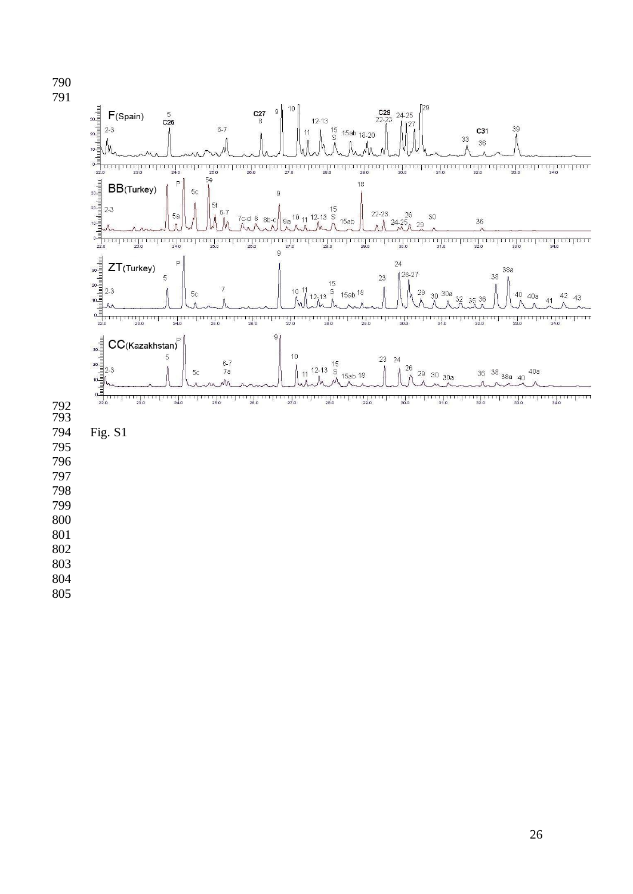F(Spain)

2-3
5
C25
6-7
C27
8
9
10
11
12-13
15
S
15ab
18-20
C29
22-23
24-25
27
29
33
36
C31
39

BB(Turkey)

2-3
5a
P
5c
5e
5f
6-7
7c-d
8
8b-c
9
9a
10
11
12-13
15
S
15ab
18
22-23
24-25
26
29
30
36

ZT(Turkey)

2-3
5
P
5c
7
9
10
11
12-13
15
S
15ab
18
23
24
26-27
29
30
30a
32
35
36
38
38a
40
40a
41
42
43

CC(Kazakhstan)

2-3
5
P
5c
6-7
7a
9
10
11
12-13
15
S
15ab
18
23
24
26
29
30
30a
36
38
38a
40
40a

Fig. S1